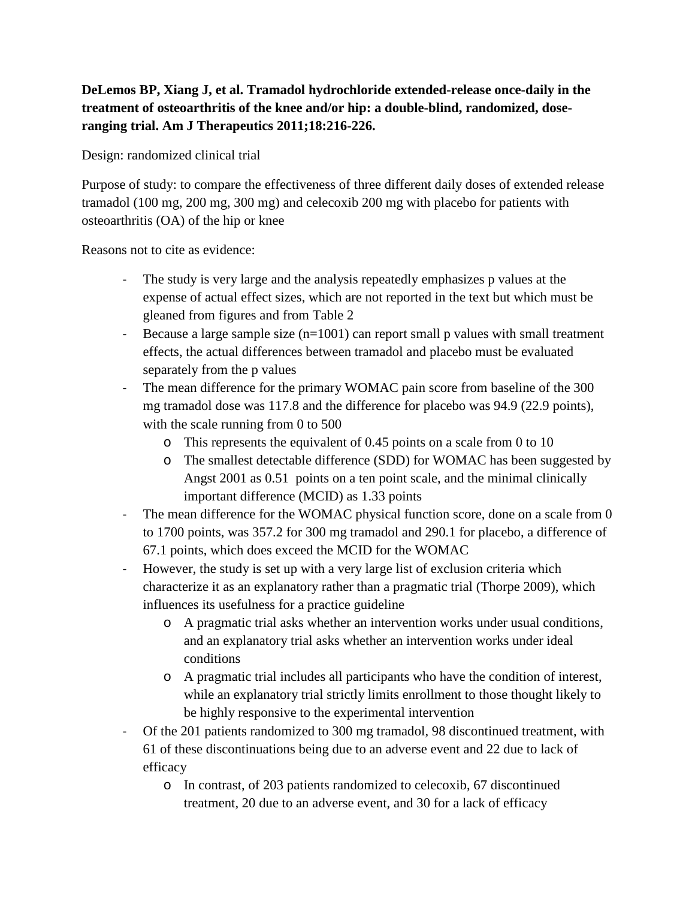**DeLemos BP, Xiang J, et al. Tramadol hydrochloride extended-release once-daily in the treatment of osteoarthritis of the knee and/or hip: a double-blind, randomized, dose-ranging trial. Am J Therapeutics 2011;18:216-226.**

Design: randomized clinical trial

Purpose of study: to compare the effectiveness of three different daily doses of extended release tramadol (100 mg, 200 mg, 300 mg) and celecoxib 200 mg with placebo for patients with osteoarthritis (OA) of the hip or knee

Reasons not to cite as evidence:

- The study is very large and the analysis repeatedly emphasizes p values at the expense of actual effect sizes, which are not reported in the text but which must be gleaned from figures and from Table 2
- Because a large sample size (n=1001) can report small p values with small treatment effects, the actual differences between tramadol and placebo must be evaluated separately from the p values
- The mean difference for the primary WOMAC pain score from baseline of the 300 mg tramadol dose was 117.8 and the difference for placebo was 94.9 (22.9 points), with the scale running from 0 to 500
  - This represents the equivalent of 0.45 points on a scale from 0 to 10
  - The smallest detectable difference (SDD) for WOMAC has been suggested by Angst 2001 as 0.51 points on a ten point scale, and the minimal clinically important difference (MCID) as 1.33 points
- The mean difference for the WOMAC physical function score, done on a scale from 0 to 1700 points, was 357.2 for 300 mg tramadol and 290.1 for placebo, a difference of 67.1 points, which does exceed the MCID for the WOMAC
- However, the study is set up with a very large list of exclusion criteria which characterize it as an explanatory rather than a pragmatic trial (Thorpe 2009), which influences its usefulness for a practice guideline
  - A pragmatic trial asks whether an intervention works under usual conditions, and an explanatory trial asks whether an intervention works under ideal conditions
  - A pragmatic trial includes all participants who have the condition of interest, while an explanatory trial strictly limits enrollment to those thought likely to be highly responsive to the experimental intervention
- Of the 201 patients randomized to 300 mg tramadol, 98 discontinued treatment, with 61 of these discontinuations being due to an adverse event and 22 due to lack of efficacy
  - In contrast, of 203 patients randomized to celecoxib, 67 discontinued treatment, 20 due to an adverse event, and 30 for a lack of efficacy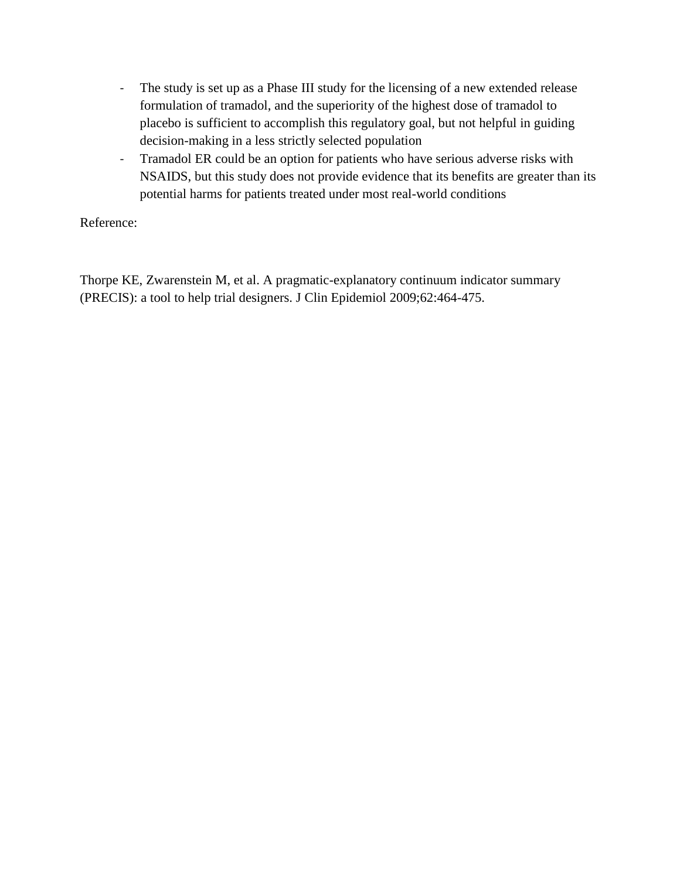- The study is set up as a Phase III study for the licensing of a new extended release formulation of tramadol, and the superiority of the highest dose of tramadol to placebo is sufficient to accomplish this regulatory goal, but not helpful in guiding decision-making in a less strictly selected population
- Tramadol ER could be an option for patients who have serious adverse risks with NSAIDS, but this study does not provide evidence that its benefits are greater than its potential harms for patients treated under most real-world conditions

Reference:

Thorpe KE, Zwarenstein M, et al. A pragmatic-explanatory continuum indicator summary (PRECIS): a tool to help trial designers. J Clin Epidemiol 2009;62:464-475.